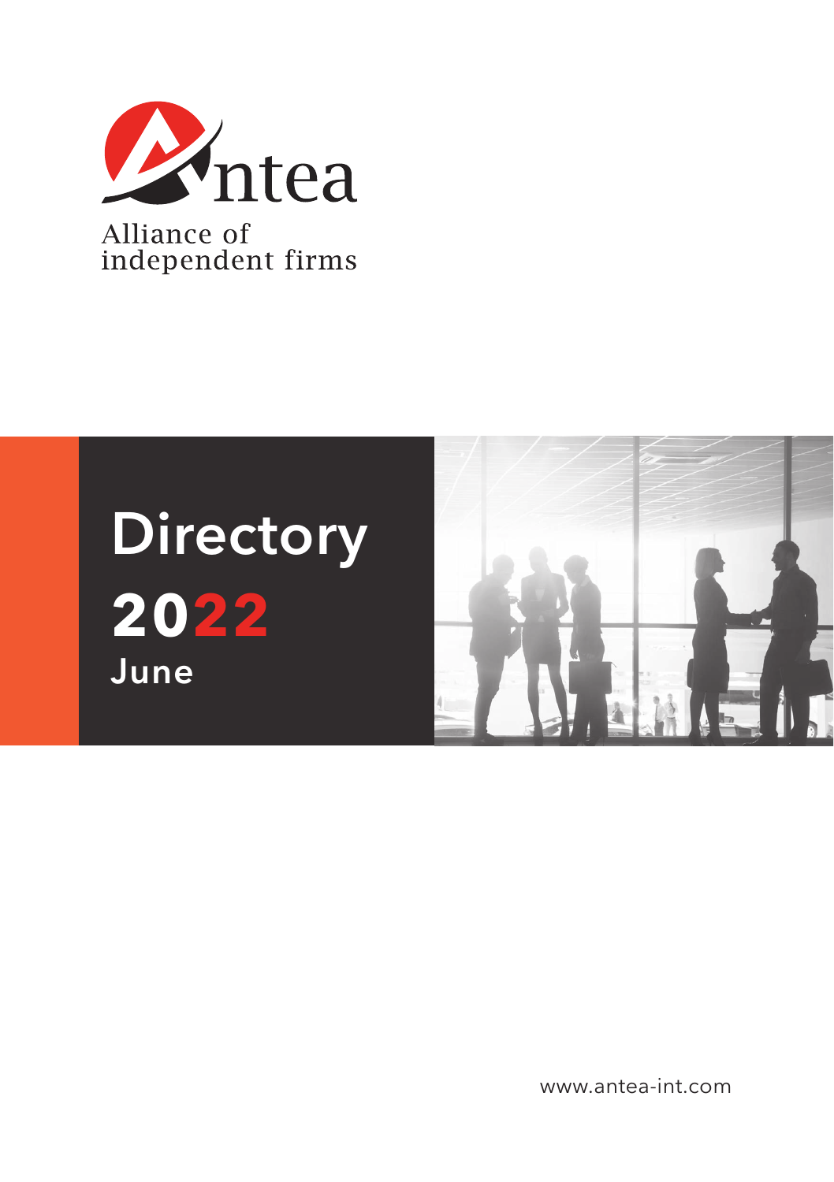Antea

Alliance of independent firms

# Directory 2022

June

www.antea-int.com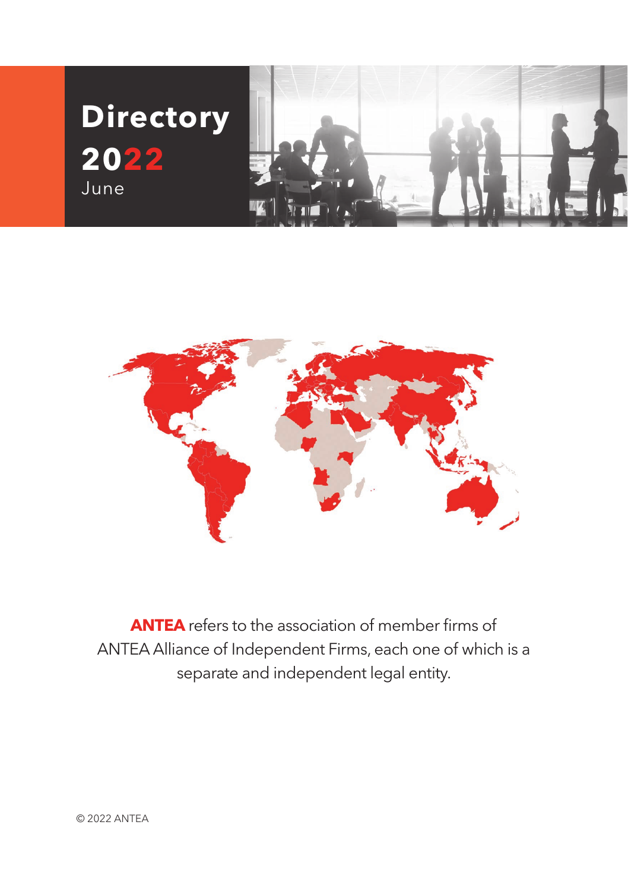# Directory 2022

June

**ANTEA** refers to the association of member firms of ANTEA Alliance of Independent Firms, each one of which is a separate and independent legal entity.

© 2022 ANTEA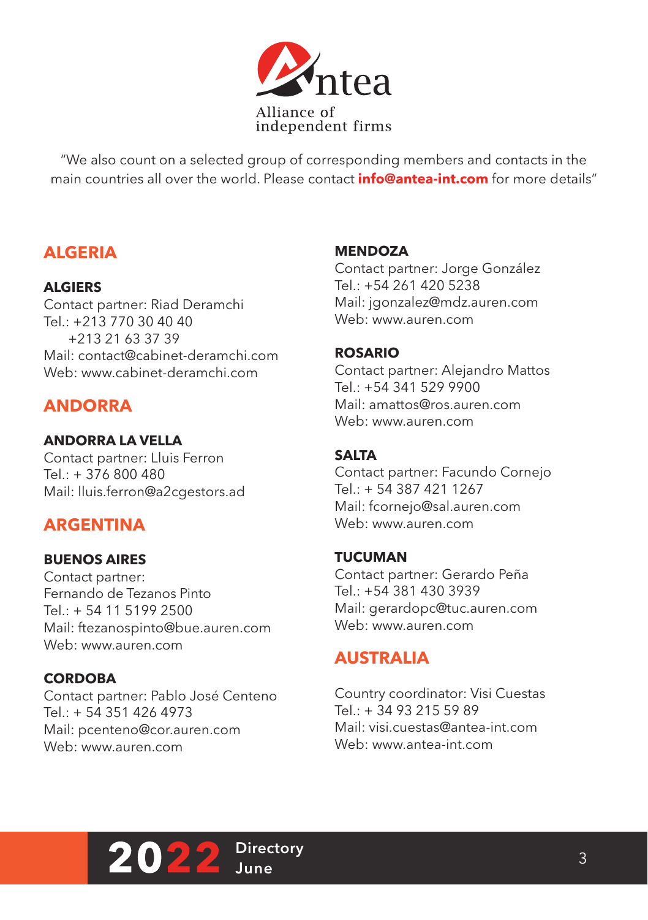Antea
Alliance of independent firms

"We also count on a selected group of corresponding members and contacts in the main countries all over the world. Please contact **info@antea-int.com** for more details"

## ALGERIA

**ALGIERS**
Contact partner: Riad Deramchi
Tel.: +213 770 30 40 40
+213 21 63 37 39
Mail: contact@cabinet-deramchi.com
Web: www.cabinet-deramchi.com

## ANDORRA

**ANDORRA LA VELLA**
Contact partner: Lluis Ferron
Tel.: + 376 800 480
Mail: lluis.ferron@a2cgestors.ad

## ARGENTINA

**BUENOS AIRES**
Contact partner:
Fernando de Tezanos Pinto
Tel.: + 54 11 5199 2500
Mail: ftezanospinto@bue.auren.com
Web: www.auren.com

**CORDOBA**
Contact partner: Pablo José Centeno
Tel.: + 54 351 426 4973
Mail: pcenteno@cor.auren.com
Web: www.auren.com

**MENDOZA**
Contact partner: Jorge González
Tel.: +54 261 420 5238
Mail: jgonzalez@mdz.auren.com
Web: www.auren.com

**ROSARIO**
Contact partner: Alejandro Mattos
Tel.: +54 341 529 9900
Mail: amattos@ros.auren.com
Web: www.auren.com

**SALTA**
Contact partner: Facundo Cornejo
Tel.: + 54 387 421 1267
Mail: fcornejo@sal.auren.com
Web: www.auren.com

**TUCUMAN**
Contact partner: Gerardo Peña
Tel.: +54 381 430 3939
Mail: gerardopc@tuc.auren.com
Web: www.auren.com

## AUSTRALIA

Country coordinator: Visi Cuestas
Tel.: + 34 93 215 59 89
Mail: visi.cuestas@antea-int.com
Web: www.antea-int.com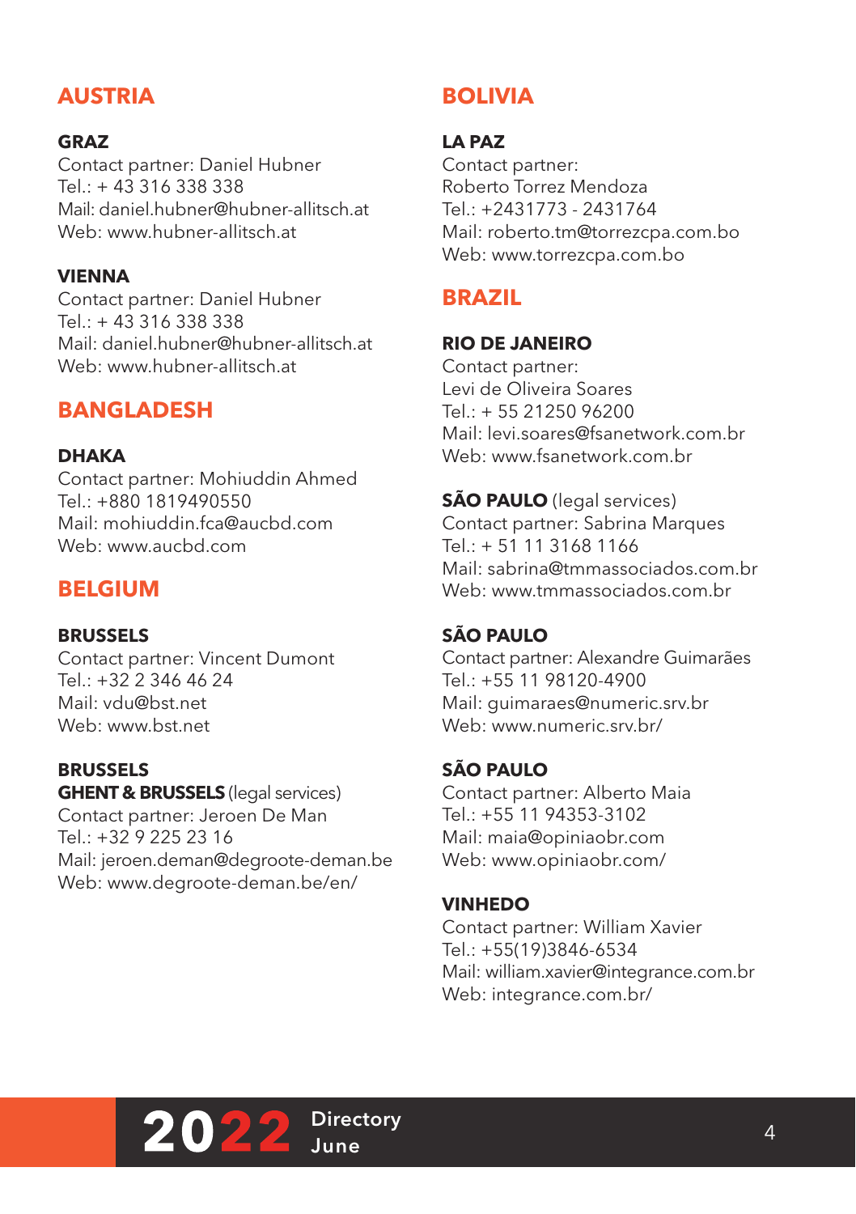## AUSTRIA

**GRAZ**
Contact partner: Daniel Hubner
Tel.: + 43 316 338 338
Mail: daniel.hubner@hubner-allitsch.at
Web: www.hubner-allitsch.at

**VIENNA**
Contact partner: Daniel Hubner
Tel.: + 43 316 338 338
Mail: daniel.hubner@hubner-allitsch.at
Web: www.hubner-allitsch.at

## BANGLADESH

**DHAKA**
Contact partner: Mohiuddin Ahmed
Tel.: +880 1819490550
Mail: mohiuddin.fca@aucbd.com
Web: www.aucbd.com

## BELGIUM

**BRUSSELS**
Contact partner: Vincent Dumont
Tel.: +32 2 346 46 24
Mail: vdu@bst.net
Web: www.bst.net

**BRUSSELS**
**GHENT & BRUSSELS** (legal services)
Contact partner: Jeroen De Man
Tel.: +32 9 225 23 16
Mail: jeroen.deman@degroote-deman.be
Web: www.degroote-deman.be/en/

## BOLIVIA

**LA PAZ**
Contact partner:
Roberto Torrez Mendoza
Tel.: +2431773 - 2431764
Mail: roberto.tm@torrezcpa.com.bo
Web: www.torrezcpa.com.bo

## BRAZIL

**RIO DE JANEIRO**
Contact partner:
Levi de Oliveira Soares
Tel.: + 55 21250 96200
Mail: levi.soares@fsanetwork.com.br
Web: www.fsanetwork.com.br

**SÃO PAULO** (legal services)
Contact partner: Sabrina Marques
Tel.: + 51 11 3168 1166
Mail: sabrina@tmmassociados.com.br
Web: www.tmmassociados.com.br

**SÃO PAULO**
Contact partner: Alexandre Guimarães
Tel.: +55 11 98120-4900
Mail: guimaraes@numeric.srv.br
Web: www.numeric.srv.br/

**SÃO PAULO**
Contact partner: Alberto Maia
Tel.: +55 11 94353-3102
Mail: maia@opiniaobr.com
Web: www.opiniaobr.com/

**VINHEDO**
Contact partner: William Xavier
Tel.: +55(19)3846-6534
Mail: william.xavier@integrance.com.br
Web: integrance.com.br/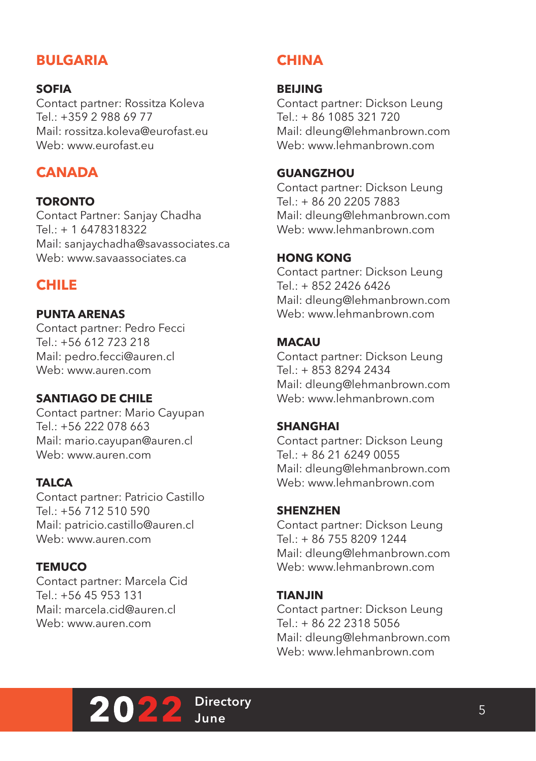## BULGARIA

### SOFIA

Contact partner: Rossitza Koleva
Tel.: +359 2 988 69 77
Mail: rossitza.koleva@eurofast.eu
Web: www.eurofast.eu

## CANADA

### TORONTO

Contact Partner: Sanjay Chadha
Tel.: + 1 6478318322
Mail: sanjaychadha@savassociates.ca
Web: www.savaassociates.ca

## CHILE

### PUNTA ARENAS

Contact partner: Pedro Fecci
Tel.: +56 612 723 218
Mail: pedro.fecci@auren.cl
Web: www.auren.com

### SANTIAGO DE CHILE

Contact partner: Mario Cayupan
Tel.: +56 222 078 663
Mail: mario.cayupan@auren.cl
Web: www.auren.com

### TALCA

Contact partner: Patricio Castillo
Tel.: +56 712 510 590
Mail: patricio.castillo@auren.cl
Web: www.auren.com

### TEMUCO

Contact partner: Marcela Cid
Tel.: +56 45 953 131
Mail: marcela.cid@auren.cl
Web: www.auren.com

## CHINA

### BEIJING

Contact partner: Dickson Leung
Tel.: + 86 1085 321 720
Mail: dleung@lehmanbrown.com
Web: www.lehmanbrown.com

### GUANGZHOU

Contact partner: Dickson Leung
Tel.: + 86 20 2205 7883
Mail: dleung@lehmanbrown.com
Web: www.lehmanbrown.com

### HONG KONG

Contact partner: Dickson Leung
Tel.: + 852 2426 6426
Mail: dleung@lehmanbrown.com
Web: www.lehmanbrown.com

### MACAU

Contact partner: Dickson Leung
Tel.: + 853 8294 2434
Mail: dleung@lehmanbrown.com
Web: www.lehmanbrown.com

### SHANGHAI

Contact partner: Dickson Leung
Tel.: + 86 21 6249 0055
Mail: dleung@lehmanbrown.com
Web: www.lehmanbrown.com

### SHENZHEN

Contact partner: Dickson Leung
Tel.: + 86 755 8209 1244
Mail: dleung@lehmanbrown.com
Web: www.lehmanbrown.com

### TIANJIN

Contact partner: Dickson Leung
Tel.: + 86 22 2318 5056
Mail: dleung@lehmanbrown.com
Web: www.lehmanbrown.com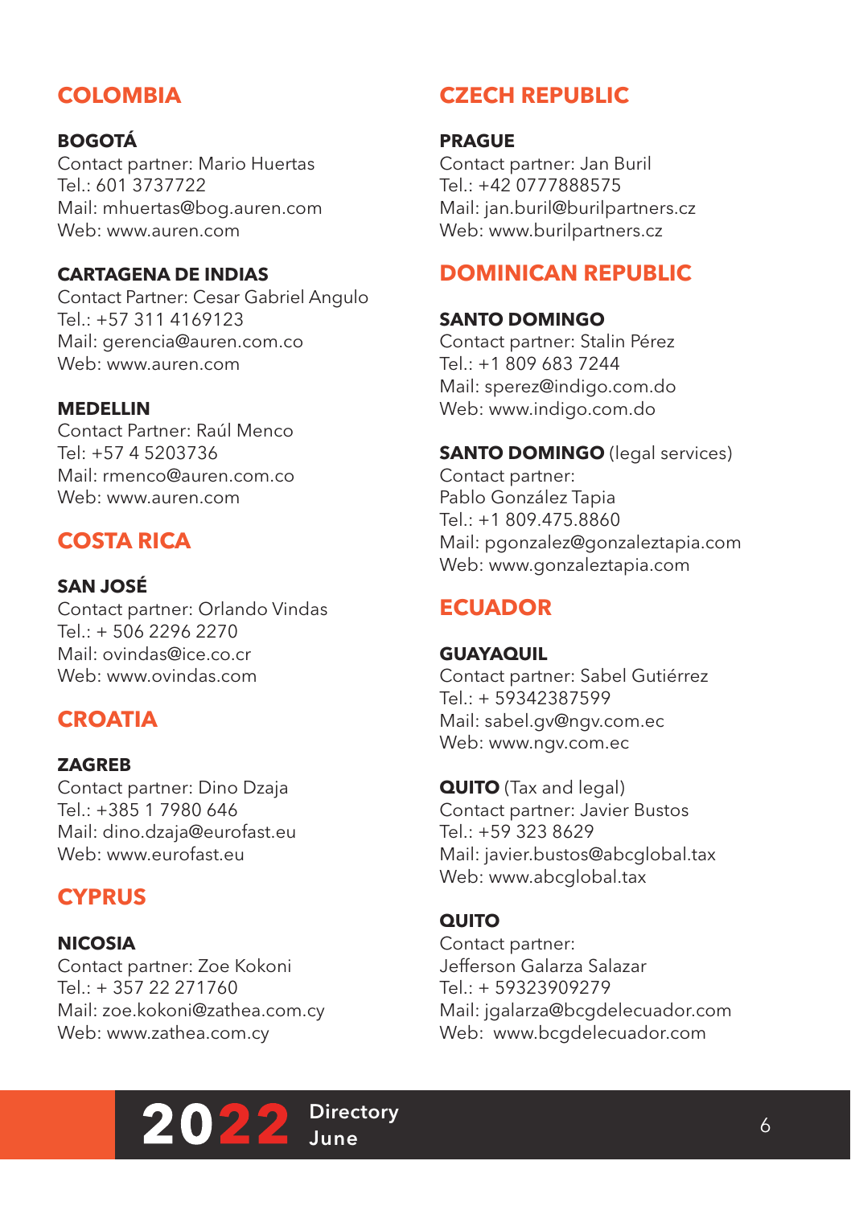## COLOMBIA

**BOGOTÁ**
Contact partner: Mario Huertas
Tel.: 601 3737722
Mail: mhuertas@bog.auren.com
Web: www.auren.com

**CARTAGENA DE INDIAS**
Contact Partner: Cesar Gabriel Angulo
Tel.: +57 311 4169123
Mail: gerencia@auren.com.co
Web: www.auren.com

**MEDELLIN**
Contact Partner: Raúl Menco
Tel: +57 4 5203736
Mail: rmenco@auren.com.co
Web: www.auren.com

## COSTA RICA

**SAN JOSÉ**
Contact partner: Orlando Vindas
Tel.: + 506 2296 2270
Mail: ovindas@ice.co.cr
Web: www.ovindas.com

## CROATIA

**ZAGREB**
Contact partner: Dino Dzaja
Tel.: +385 1 7980 646
Mail: dino.dzaja@eurofast.eu
Web: www.eurofast.eu

## CYPRUS

**NICOSIA**
Contact partner: Zoe Kokoni
Tel.: + 357 22 271760
Mail: zoe.kokoni@zathea.com.cy
Web: www.zathea.com.cy

## CZECH REPUBLIC

**PRAGUE**
Contact partner: Jan Buril
Tel.: +42 0777888575
Mail: jan.buril@burilpartners.cz
Web: www.burilpartners.cz

## DOMINICAN REPUBLIC

**SANTO DOMINGO**
Contact partner: Stalin Pérez
Tel.: +1 809 683 7244
Mail: sperez@indigo.com.do
Web: www.indigo.com.do

**SANTO DOMINGO** (legal services)
Contact partner:
Pablo González Tapia
Tel.: +1 809.475.8860
Mail: pgonzalez@gonzaleztapia.com
Web: www.gonzaleztapia.com

## ECUADOR

**GUAYAQUIL**
Contact partner: Sabel Gutiérrez
Tel.: + 59342387599
Mail: sabel.gv@ngv.com.ec
Web: www.ngv.com.ec

**QUITO** (Tax and legal)
Contact partner: Javier Bustos
Tel.: +59 323 8629
Mail: javier.bustos@abcglobal.tax
Web: www.abcglobal.tax

**QUITO**
Contact partner:
Jefferson Galarza Salazar
Tel.: + 59323909279
Mail: jgalarza@bcgdelecuador.com
Web: www.bcgdelecuador.com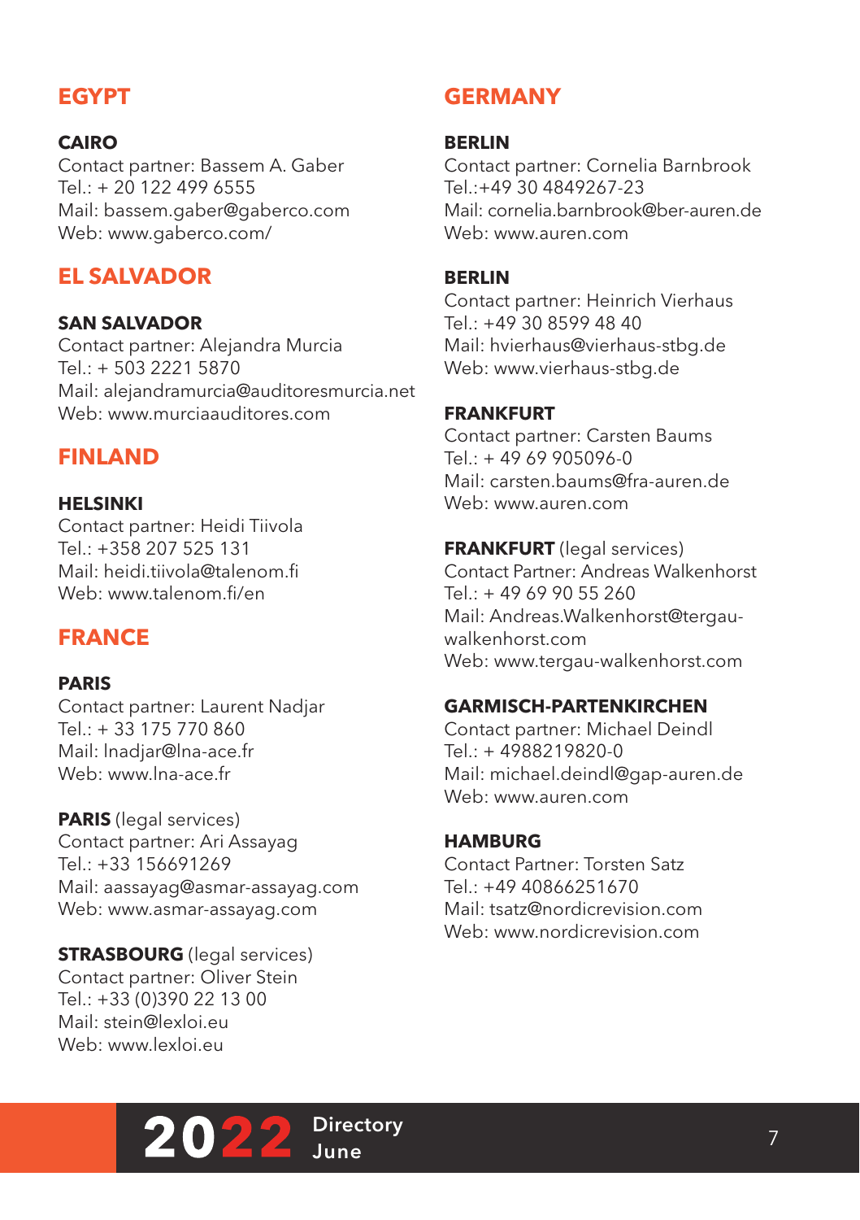## EGYPT

**CAIRO**
Contact partner: Bassem A. Gaber
Tel.: + 20 122 499 6555
Mail: bassem.gaber@gaberco.com
Web: www.gaberco.com/

## EL SALVADOR

**SAN SALVADOR**
Contact partner: Alejandra Murcia
Tel.: + 503 2221 5870
Mail: alejandramurcia@auditoresmurcia.net
Web: www.murciaauditores.com

## FINLAND

**HELSINKI**
Contact partner: Heidi Tiivola
Tel.: +358 207 525 131
Mail: heidi.tiivola@talenom.fi
Web: www.talenom.fi/en

## FRANCE

**PARIS**
Contact partner: Laurent Nadjar
Tel.: + 33 175 770 860
Mail: lnadjar@lna-ace.fr
Web: www.lna-ace.fr

**PARIS** (legal services)
Contact partner: Ari Assayag
Tel.: +33 156691269
Mail: aassayag@asmar-assayag.com
Web: www.asmar-assayag.com

**STRASBOURG** (legal services)
Contact partner: Oliver Stein
Tel.: +33 (0)390 22 13 00
Mail: stein@lexloi.eu
Web: www.lexloi.eu

## GERMANY

**BERLIN**
Contact partner: Cornelia Barnbrook
Tel.:+49 30 4849267-23
Mail: cornelia.barnbrook@ber-auren.de
Web: www.auren.com

**BERLIN**
Contact partner: Heinrich Vierhaus
Tel.: +49 30 8599 48 40
Mail: hvierhaus@vierhaus-stbg.de
Web: www.vierhaus-stbg.de

**FRANKFURT**
Contact partner: Carsten Baums
Tel.: + 49 69 905096-0
Mail: carsten.baums@fra-auren.de
Web: www.auren.com

**FRANKFURT** (legal services)
Contact Partner: Andreas Walkenhorst
Tel.: + 49 69 90 55 260
Mail: Andreas.Walkenhorst@tergau-walkenhorst.com
Web: www.tergau-walkenhorst.com

**GARMISCH-PARTENKIRCHEN**
Contact partner: Michael Deindl
Tel.: + 4988219820-0
Mail: michael.deindl@gap-auren.de
Web: www.auren.com

**HAMBURG**
Contact Partner: Torsten Satz
Tel.: +49 40866251670
Mail: tsatz@nordicrevision.com
Web: www.nordicrevision.com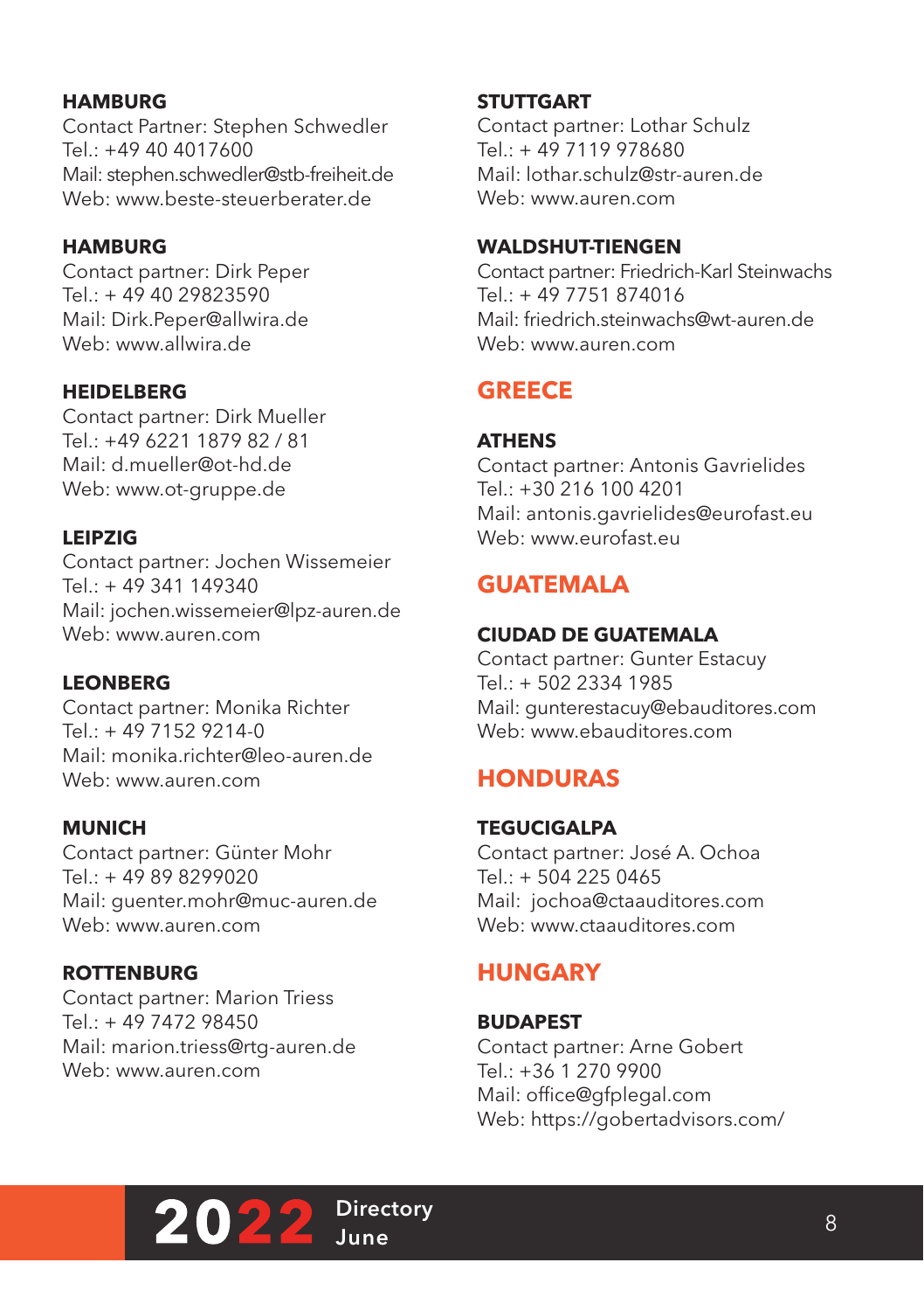### HAMBURG
Contact Partner: Stephen Schwedler
Tel.: +49 40 4017600
Mail: stephen.schwedler@stb-freiheit.de
Web: www.beste-steuerberater.de

### HAMBURG
Contact partner: Dirk Peper
Tel.: + 49 40 29823590
Mail: Dirk.Peper@allwira.de
Web: www.allwira.de

### HEIDELBERG
Contact partner: Dirk Mueller
Tel.: +49 6221 1879 82 / 81
Mail: d.mueller@ot-hd.de
Web: www.ot-gruppe.de

### LEIPZIG
Contact partner: Jochen Wissemeier
Tel.: + 49 341 149340
Mail: jochen.wissemeier@lpz-auren.de
Web: www.auren.com

### LEONBERG
Contact partner: Monika Richter
Tel.: + 49 7152 9214-0
Mail: monika.richter@leo-auren.de
Web: www.auren.com

### MUNICH
Contact partner: Günter Mohr
Tel.: + 49 89 8299020
Mail: guenter.mohr@muc-auren.de
Web: www.auren.com

### ROTTENBURG
Contact partner: Marion Triess
Tel.: + 49 7472 98450
Mail: marion.triess@rtg-auren.de
Web: www.auren.com

### STUTTGART
Contact partner: Lothar Schulz
Tel.: + 49 7119 978680
Mail: lothar.schulz@str-auren.de
Web: www.auren.com

### WALDSHUT-TIENGEN
Contact partner: Friedrich-Karl Steinwachs
Tel.: + 49 7751 874016
Mail: friedrich.steinwachs@wt-auren.de
Web: www.auren.com

## GREECE

### ATHENS
Contact partner: Antonis Gavrielides
Tel.: +30 216 100 4201
Mail: antonis.gavrielides@eurofast.eu
Web: www.eurofast.eu

## GUATEMALA

### CIUDAD DE GUATEMALA
Contact partner: Gunter Estacuy
Tel.: + 502 2334 1985
Mail: gunterestacuy@ebauditores.com
Web: www.ebauditores.com

## HONDURAS

### TEGUCIGALPA
Contact partner: José A. Ochoa
Tel.: + 504 225 0465
Mail: jochoa@ctaauditores.com
Web: www.ctaauditores.com

## HUNGARY

### BUDAPEST
Contact partner: Arne Gobert
Tel.: +36 1 270 9900
Mail: office@gfplegal.com
Web: https://gobertadvisors.com/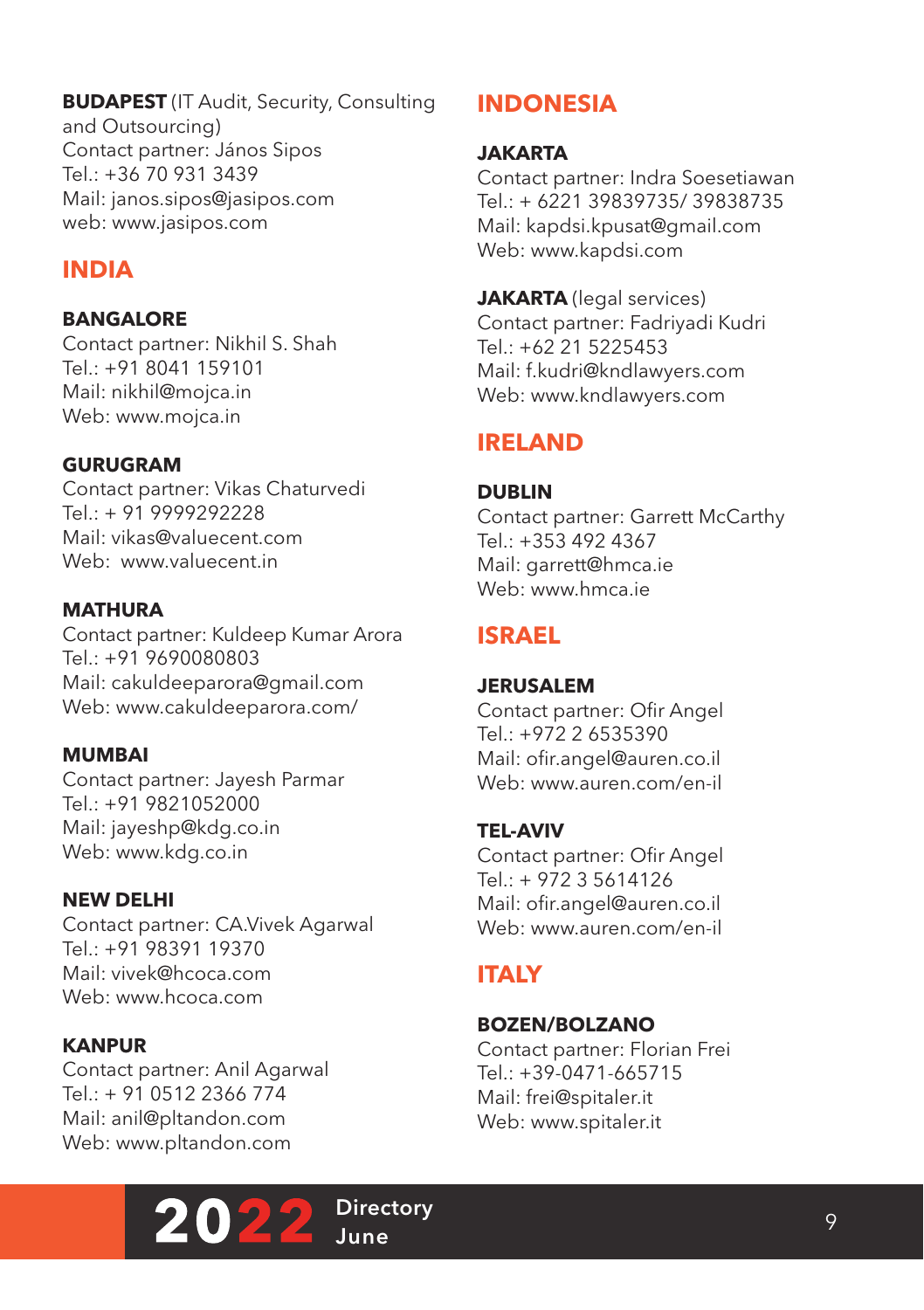**BUDAPEST** (IT Audit, Security, Consulting and Outsourcing)
Contact partner: János Sipos
Tel.: +36 70 931 3439
Mail: janos.sipos@jasipos.com
web: www.jasipos.com

## INDIA

**BANGALORE**
Contact partner: Nikhil S. Shah
Tel.: +91 8041 159101
Mail: nikhil@mojca.in
Web: www.mojca.in

**GURUGRAM**
Contact partner: Vikas Chaturvedi
Tel.: + 91 9999292228
Mail: vikas@valuecent.com
Web: www.valuecent.in

**MATHURA**
Contact partner: Kuldeep Kumar Arora
Tel.: +91 9690080803
Mail: cakuldeeparora@gmail.com
Web: www.cakuldeeparora.com/

**MUMBAI**
Contact partner: Jayesh Parmar
Tel.: +91 9821052000
Mail: jayeshp@kdg.co.in
Web: www.kdg.co.in

**NEW DELHI**
Contact partner: CA.Vivek Agarwal
Tel.: +91 98391 19370
Mail: vivek@hcoca.com
Web: www.hcoca.com

**KANPUR**
Contact partner: Anil Agarwal
Tel.: + 91 0512 2366 774
Mail: anil@pltandon.com
Web: www.pltandon.com

## INDONESIA

**JAKARTA**
Contact partner: Indra Soesetiawan
Tel.: + 6221 39839735/ 39838735
Mail: kapdsi.kpusat@gmail.com
Web: www.kapdsi.com

**JAKARTA** (legal services)
Contact partner: Fadriyadi Kudri
Tel.: +62 21 5225453
Mail: f.kudri@kndlawyers.com
Web: www.kndlawyers.com

## IRELAND

**DUBLIN**
Contact partner: Garrett McCarthy
Tel.: +353 492 4367
Mail: garrett@hmca.ie
Web: www.hmca.ie

## ISRAEL

**JERUSALEM**
Contact partner: Ofir Angel
Tel.: +972 2 6535390
Mail: ofir.angel@auren.co.il
Web: www.auren.com/en-il

**TEL-AVIV**
Contact partner: Ofir Angel
Tel.: + 972 3 5614126
Mail: ofir.angel@auren.co.il
Web: www.auren.com/en-il

## ITALY

**BOZEN/BOLZANO**
Contact partner: Florian Frei
Tel.: +39-0471-665715
Mail: frei@spitaler.it
Web: www.spitaler.it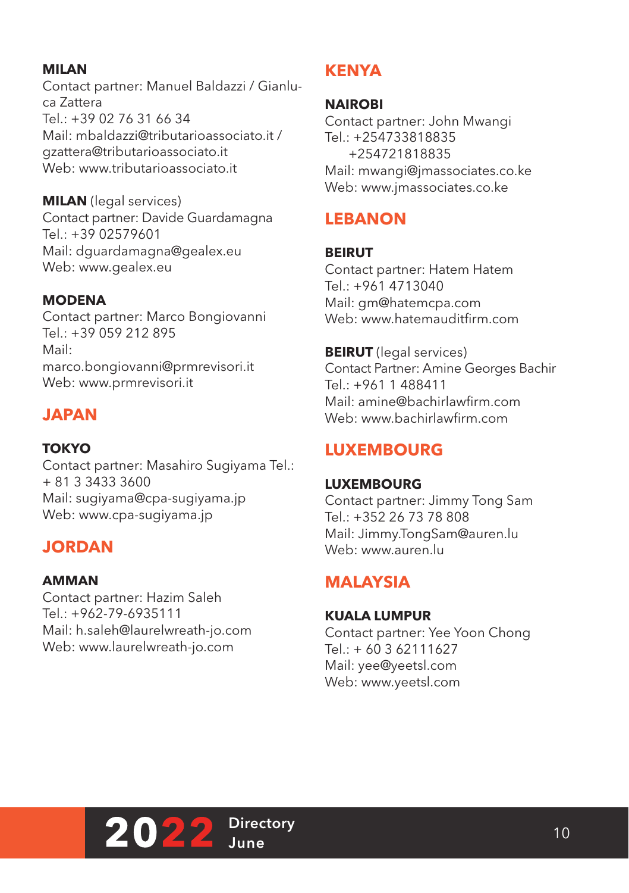**MILAN**
Contact partner: Manuel Baldazzi / Gianluca Zattera
Tel.: +39 02 76 31 66 34
Mail: mbaldazzi@tributarioassociato.it / gzattera@tributarioassociato.it
Web: www.tributarioassociato.it

**MILAN** (legal services)
Contact partner: Davide Guardamagna
Tel.: +39 02579601
Mail: dguardamagna@gealex.eu
Web: www.gealex.eu

**MODENA**
Contact partner: Marco Bongiovanni
Tel.: +39 059 212 895
Mail:
marco.bongiovanni@prmrevisori.it
Web: www.prmrevisori.it

## JAPAN

**TOKYO**
Contact partner: Masahiro Sugiyama Tel.: + 81 3 3433 3600
Mail: sugiyama@cpa-sugiyama.jp
Web: www.cpa-sugiyama.jp

## JORDAN

**AMMAN**
Contact partner: Hazim Saleh
Tel.: +962-79-6935111
Mail: h.saleh@laurelwreath-jo.com
Web: www.laurelwreath-jo.com

## KENYA

**NAIROBI**
Contact partner: John Mwangi
Tel.: +254733818835
+254721818835
Mail: mwangi@jmassociates.co.ke
Web: www.jmassociates.co.ke

## LEBANON

**BEIRUT**
Contact partner: Hatem Hatem
Tel.: +961 4713040
Mail: gm@hatemcpa.com
Web: www.hatemauditfirm.com

**BEIRUT** (legal services)
Contact Partner: Amine Georges Bachir
Tel.: +961 1 488411
Mail: amine@bachirlawfirm.com
Web: www.bachirlawfirm.com

## LUXEMBOURG

**LUXEMBOURG**
Contact partner: Jimmy Tong Sam
Tel.: +352 26 73 78 808
Mail: Jimmy.TongSam@auren.lu
Web: www.auren.lu

## MALAYSIA

**KUALA LUMPUR**
Contact partner: Yee Yoon Chong
Tel.: + 60 3 62111627
Mail: yee@yeetsl.com
Web: www.yeetsl.com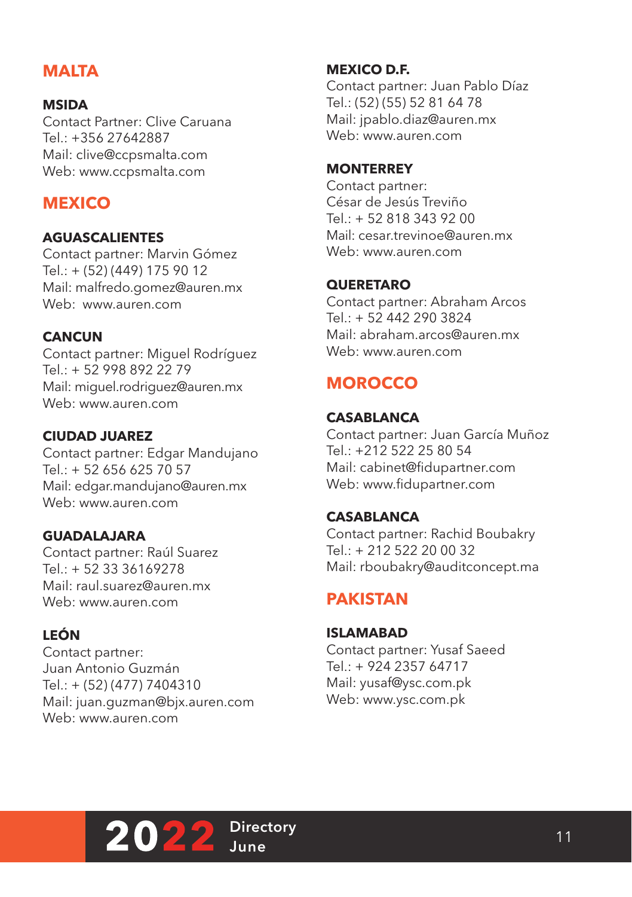## MALTA

### MSIDA

Contact Partner: Clive Caruana
Tel.: +356 27642887
Mail: clive@ccpsmalta.com
Web: www.ccpsmalta.com

## MEXICO

### AGUASCALIENTES

Contact partner: Marvin Gómez
Tel.: + (52) (449) 175 90 12
Mail: malfredo.gomez@auren.mx
Web: www.auren.com

### CANCUN

Contact partner: Miguel Rodríguez
Tel.: + 52 998 892 22 79
Mail: miguel.rodriguez@auren.mx
Web: www.auren.com

### CIUDAD JUAREZ

Contact partner: Edgar Mandujano
Tel.: + 52 656 625 70 57
Mail: edgar.mandujano@auren.mx
Web: www.auren.com

### GUADALAJARA

Contact partner: Raúl Suarez
Tel.: + 52 33 36169278
Mail: raul.suarez@auren.mx
Web: www.auren.com

### LEÓN

Contact partner:
Juan Antonio Guzmán
Tel.: + (52) (477) 7404310
Mail: juan.guzman@bjx.auren.com
Web: www.auren.com

### MEXICO D.F.

Contact partner: Juan Pablo Díaz
Tel.: (52) (55) 52 81 64 78
Mail: jpablo.diaz@auren.mx
Web: www.auren.com

### MONTERREY

Contact partner:
César de Jesús Treviño
Tel.: + 52 818 343 92 00
Mail: cesar.trevinoe@auren.mx
Web: www.auren.com

### QUERETARO

Contact partner: Abraham Arcos
Tel.: + 52 442 290 3824
Mail: abraham.arcos@auren.mx
Web: www.auren.com

## MOROCCO

### CASABLANCA

Contact partner: Juan García Muñoz
Tel.: +212 522 25 80 54
Mail: cabinet@fidupartner.com
Web: www.fidupartner.com

### CASABLANCA

Contact partner: Rachid Boubakry
Tel.: + 212 522 20 00 32
Mail: rboubakry@auditconcept.ma

## PAKISTAN

### ISLAMABAD

Contact partner: Yusaf Saeed
Tel.: + 924 2357 64717
Mail: yusaf@ysc.com.pk
Web: www.ysc.com.pk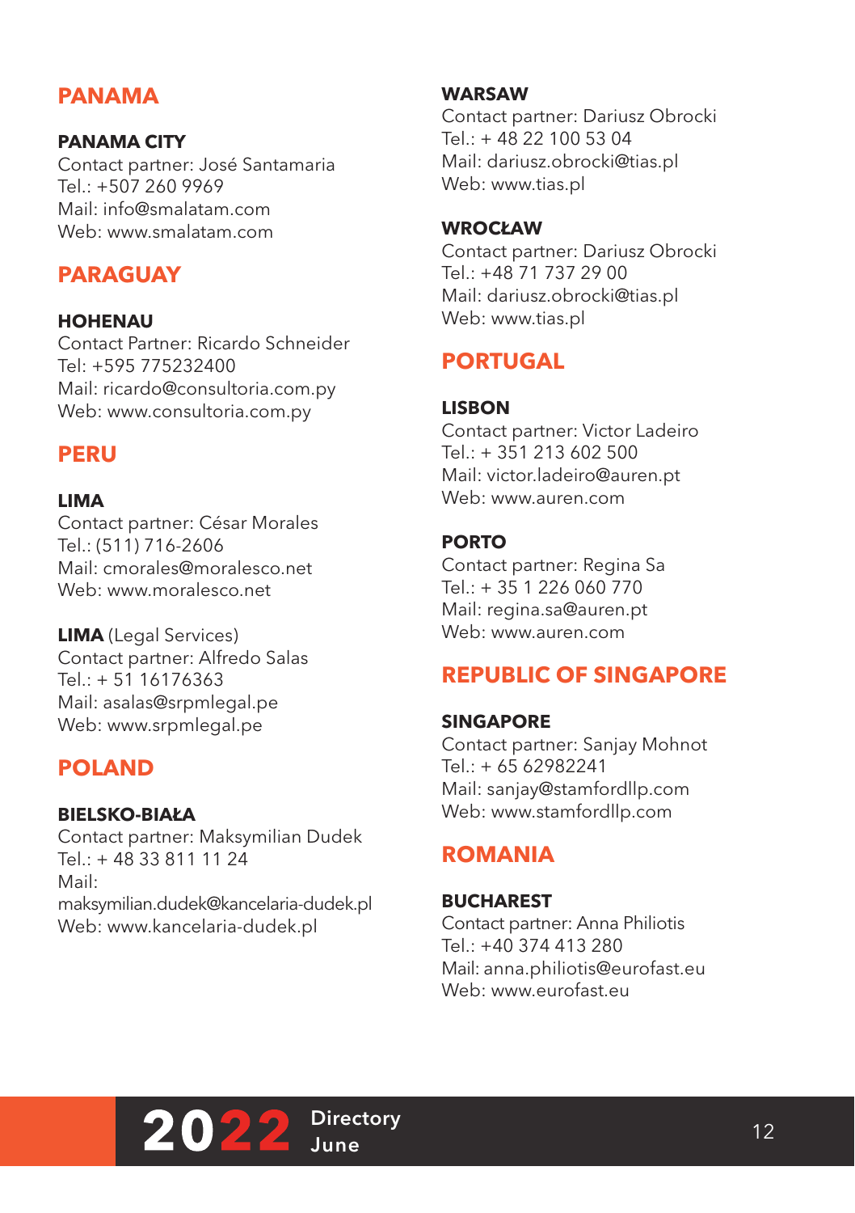## PANAMA

### PANAMA CITY

Contact partner: José Santamaria
Tel.: +507 260 9969
Mail: info@smalatam.com
Web: www.smalatam.com

## PARAGUAY

### HOHENAU

Contact Partner: Ricardo Schneider
Tel: +595 775232400
Mail: ricardo@consultoria.com.py
Web: www.consultoria.com.py

## PERU

### LIMA

Contact partner: César Morales
Tel.: (511) 716-2606
Mail: cmorales@moralesco.net
Web: www.moralesco.net

### LIMA (Legal Services)

Contact partner: Alfredo Salas
Tel.: + 51 16176363
Mail: asalas@srpmlegal.pe
Web: www.srpmlegal.pe

## POLAND

### BIELSKO-BIAŁA

Contact partner: Maksymilian Dudek
Tel.: + 48 33 811 11 24
Mail:
maksymilian.dudek@kancelaria-dudek.pl
Web: www.kancelaria-dudek.pl

### WARSAW

Contact partner: Dariusz Obrocki
Tel.: + 48 22 100 53 04
Mail: dariusz.obrocki@tias.pl
Web: www.tias.pl

### WROCŁAW

Contact partner: Dariusz Obrocki
Tel.: +48 71 737 29 00
Mail: dariusz.obrocki@tias.pl
Web: www.tias.pl

## PORTUGAL

### LISBON

Contact partner: Victor Ladeiro
Tel.: + 351 213 602 500
Mail: victor.ladeiro@auren.pt
Web: www.auren.com

### PORTO

Contact partner: Regina Sa
Tel.: + 35 1 226 060 770
Mail: regina.sa@auren.pt
Web: www.auren.com

## REPUBLIC OF SINGAPORE

### SINGAPORE

Contact partner: Sanjay Mohnot
Tel.: + 65 62982241
Mail: sanjay@stamfordllp.com
Web: www.stamfordllp.com

## ROMANIA

### BUCHAREST

Contact partner: Anna Philiotis
Tel.: +40 374 413 280
Mail: anna.philiotis@eurofast.eu
Web: www.eurofast.eu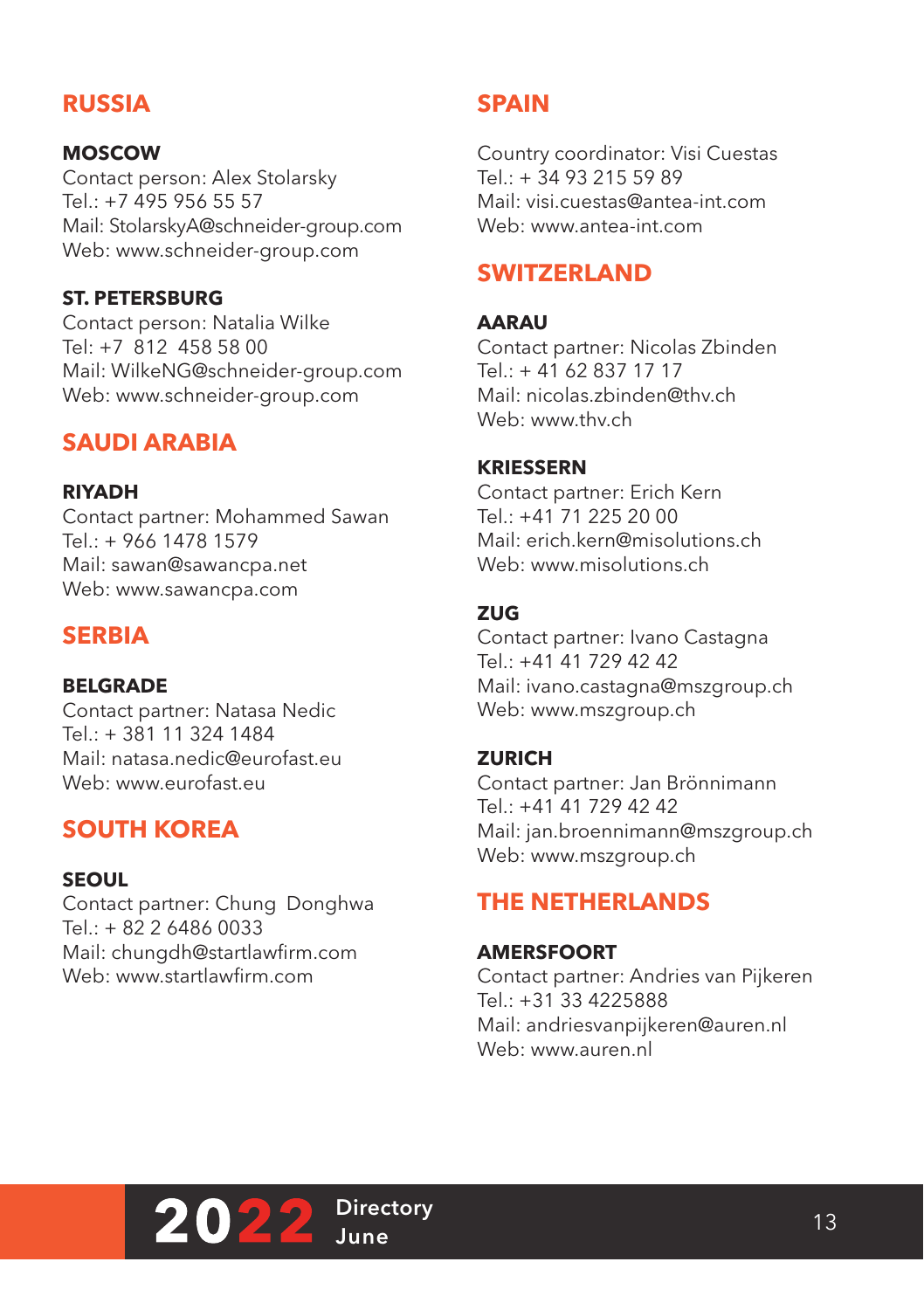## RUSSIA

### MOSCOW
Contact person: Alex Stolarsky
Tel.: +7 495 956 55 57
Mail: StolarskyA@schneider-group.com
Web: www.schneider-group.com

### ST. PETERSBURG
Contact person: Natalia Wilke
Tel: +7 812 458 58 00
Mail: WilkeNG@schneider-group.com
Web: www.schneider-group.com

## SAUDI ARABIA

### RIYADH
Contact partner: Mohammed Sawan
Tel.: + 966 1478 1579
Mail: sawan@sawancpa.net
Web: www.sawancpa.com

## SERBIA

### BELGRADE
Contact partner: Natasa Nedic
Tel.: + 381 11 324 1484
Mail: natasa.nedic@eurofast.eu
Web: www.eurofast.eu

## SOUTH KOREA

### SEOUL
Contact partner: Chung Donghwa
Tel.: + 82 2 6486 0033
Mail: chungdh@startlawfirm.com
Web: www.startlawfirm.com

## SPAIN

Country coordinator: Visi Cuestas
Tel.: + 34 93 215 59 89
Mail: visi.cuestas@antea-int.com
Web: www.antea-int.com

## SWITZERLAND

### AARAU
Contact partner: Nicolas Zbinden
Tel.: + 41 62 837 17 17
Mail: nicolas.zbinden@thv.ch
Web: www.thv.ch

### KRIESSERN
Contact partner: Erich Kern
Tel.: +41 71 225 20 00
Mail: erich.kern@misolutions.ch
Web: www.misolutions.ch

### ZUG
Contact partner: Ivano Castagna
Tel.: +41 41 729 42 42
Mail: ivano.castagna@mszgroup.ch
Web: www.mszgroup.ch

### ZURICH
Contact partner: Jan Brönnimann
Tel.: +41 41 729 42 42
Mail: jan.broennimann@mszgroup.ch
Web: www.mszgroup.ch

## THE NETHERLANDS

### AMERSFOORT
Contact partner: Andries van Pijkeren
Tel.: +31 33 4225888
Mail: andriesvanpijkeren@auren.nl
Web: www.auren.nl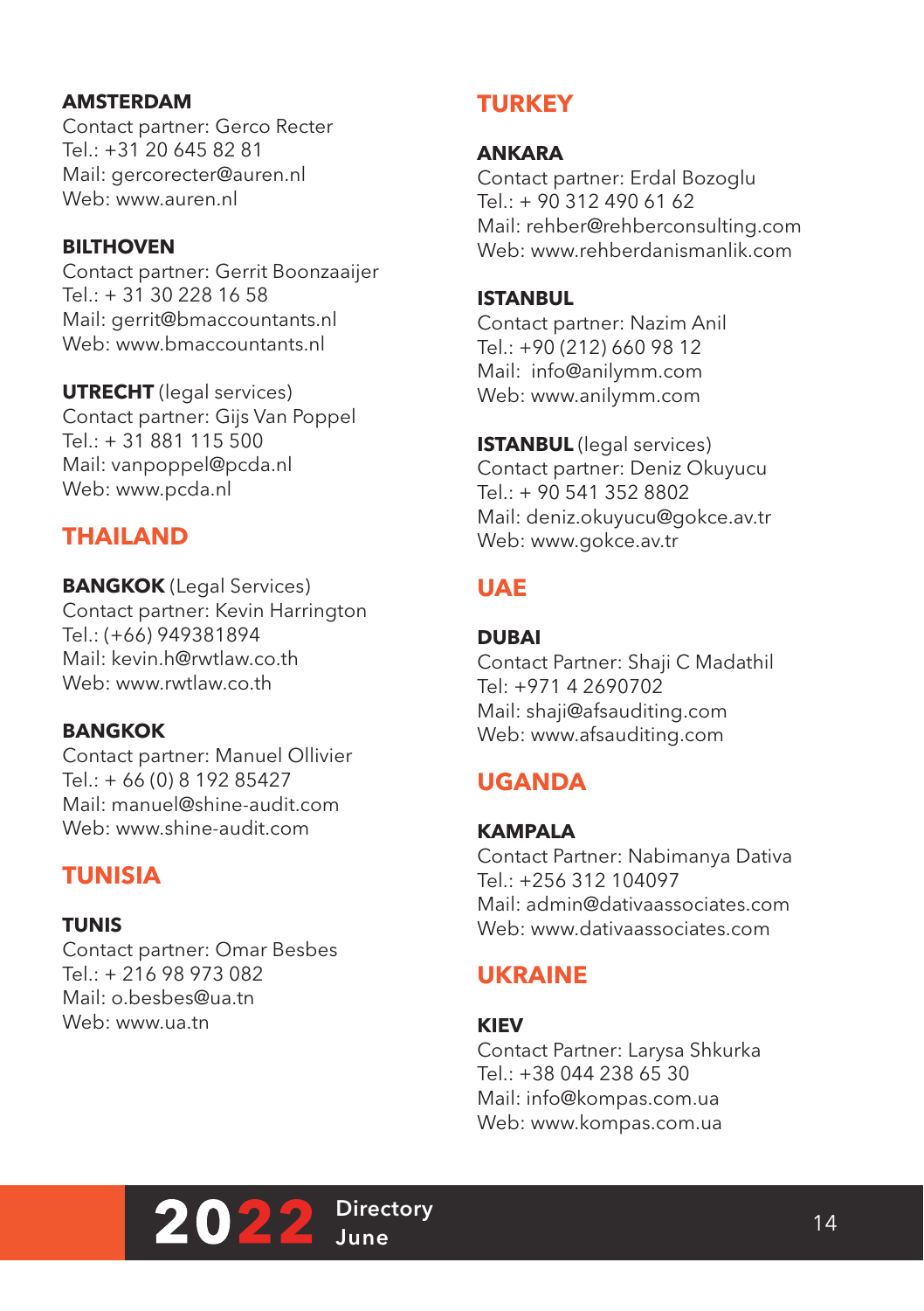**AMSTERDAM**
Contact partner: Gerco Recter
Tel.: +31 20 645 82 81
Mail: gercorecter@auren.nl
Web: www.auren.nl

**BILTHOVEN**
Contact partner: Gerrit Boonzaaijer
Tel.: + 31 30 228 16 58
Mail: gerrit@bmaccountants.nl
Web: www.bmaccountants.nl

**UTRECHT** (legal services)
Contact partner: Gijs Van Poppel
Tel.: + 31 881 115 500
Mail: vanpoppel@pcda.nl
Web: www.pcda.nl

## THAILAND

**BANGKOK** (Legal Services)
Contact partner: Kevin Harrington
Tel.: (+66) 949381894
Mail: kevin.h@rwtlaw.co.th
Web: www.rwtlaw.co.th

**BANGKOK**
Contact partner: Manuel Ollivier
Tel.: + 66 (0) 8 192 85427
Mail: manuel@shine-audit.com
Web: www.shine-audit.com

## TUNISIA

**TUNIS**
Contact partner: Omar Besbes
Tel.: + 216 98 973 082
Mail: o.besbes@ua.tn
Web: www.ua.tn

## TURKEY

**ANKARA**
Contact partner: Erdal Bozoglu
Tel.: + 90 312 490 61 62
Mail: rehber@rehberconsulting.com
Web: www.rehberdanismanlik.com

**ISTANBUL**
Contact partner: Nazim Anil
Tel.: +90 (212) 660 98 12
Mail: info@anilymm.com
Web: www.anilymm.com

**ISTANBUL** (legal services)
Contact partner: Deniz Okuyucu
Tel.: + 90 541 352 8802
Mail: deniz.okuyucu@gokce.av.tr
Web: www.gokce.av.tr

## UAE

**DUBAI**
Contact Partner: Shaji C Madathil
Tel: +971 4 2690702
Mail: shaji@afsauditing.com
Web: www.afsauditing.com

## UGANDA

**KAMPALA**
Contact Partner: Nabimanya Dativa
Tel.: +256 312 104097
Mail: admin@dativaassociates.com
Web: www.dativaassociates.com

## UKRAINE

**KIEV**
Contact Partner: Larysa Shkurka
Tel.: +38 044 238 65 30
Mail: info@kompas.com.ua
Web: www.kompas.com.ua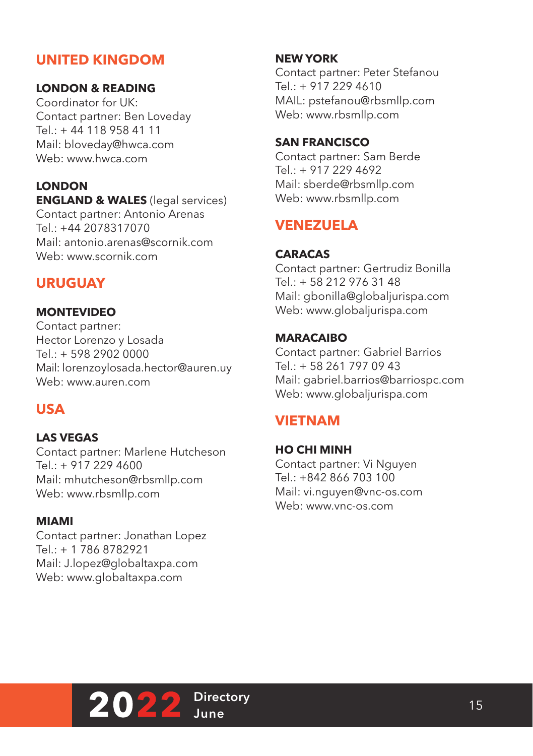## UNITED KINGDOM

### LONDON & READING

Coordinator for UK:
Contact partner: Ben Loveday
Tel.: + 44 118 958 41 11
Mail: bloveday@hwca.com
Web: www.hwca.com

### LONDON
### ENGLAND & WALES (legal services)

Contact partner: Antonio Arenas
Tel.: +44 2078317070
Mail: antonio.arenas@scornik.com
Web: www.scornik.com

## URUGUAY

### MONTEVIDEO

Contact partner:
Hector Lorenzo y Losada
Tel.: + 598 2902 0000
Mail: lorenzoylosada.hector@auren.uy
Web: www.auren.com

## USA

### LAS VEGAS

Contact partner: Marlene Hutcheson
Tel.: + 917 229 4600
Mail: mhutcheson@rbsmllp.com
Web: www.rbsmllp.com

### MIAMI

Contact partner: Jonathan Lopez
Tel.: + 1 786 8782921
Mail: J.lopez@globaltaxpa.com
Web: www.globaltaxpa.com

### NEW YORK

Contact partner: Peter Stefanou
Tel.: + 917 229 4610
MAIL: pstefanou@rbsmllp.com
Web: www.rbsmllp.com

### SAN FRANCISCO

Contact partner: Sam Berde
Tel.: + 917 229 4692
Mail: sberde@rbsmllp.com
Web: www.rbsmllp.com

## VENEZUELA

### CARACAS

Contact partner: Gertrudiz Bonilla
Tel.: + 58 212 976 31 48
Mail: gbonilla@globaljurispa.com
Web: www.globaljurispa.com

### MARACAIBO

Contact partner: Gabriel Barrios
Tel.: + 58 261 797 09 43
Mail: gabriel.barrios@barriospc.com
Web: www.globaljurispa.com

## VIETNAM

### HO CHI MINH

Contact partner: Vi Nguyen
Tel.: +842 866 703 100
Mail: vi.nguyen@vnc-os.com
Web: www.vnc-os.com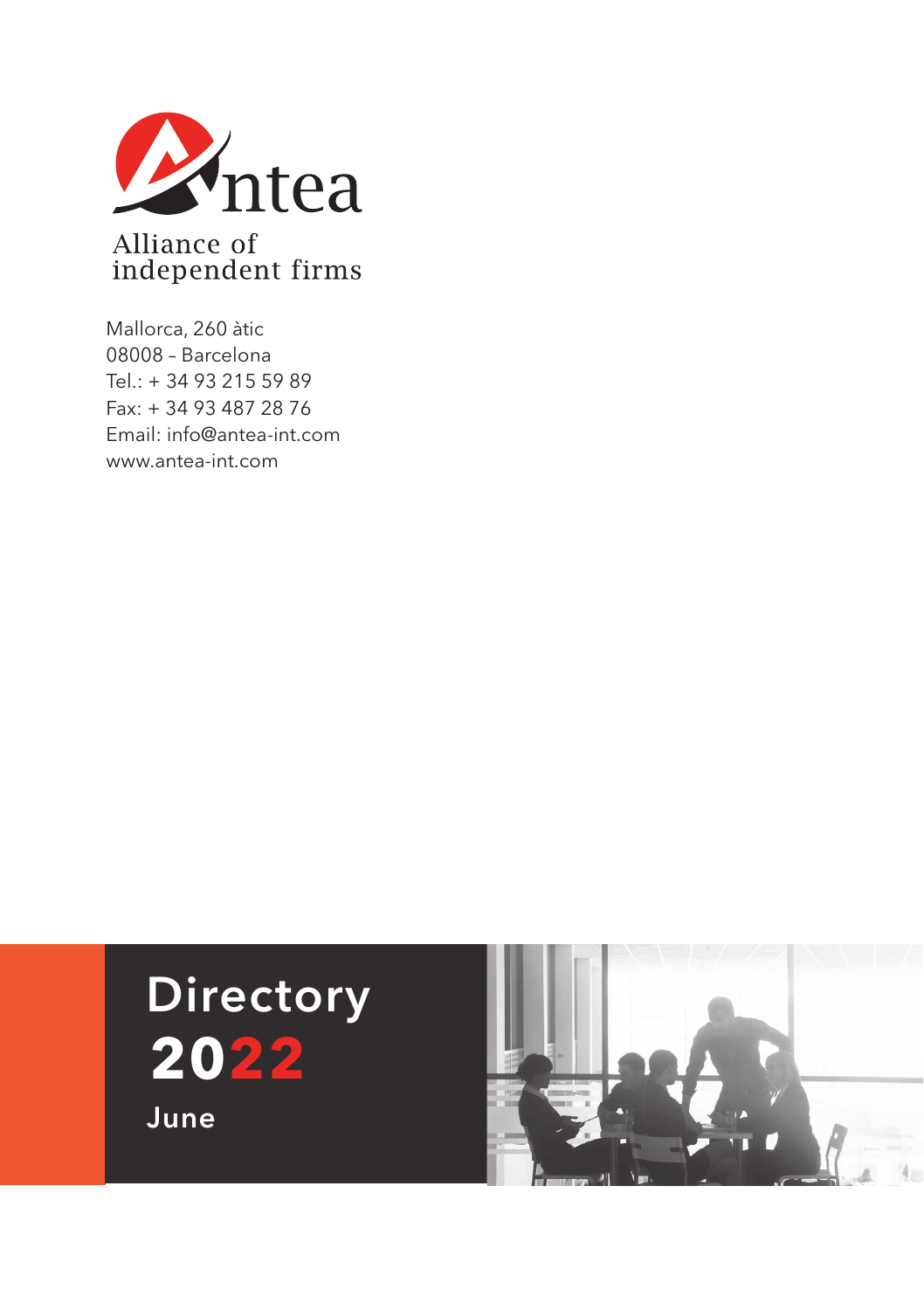Antea

Alliance of
independent firms

Mallorca, 260 àtic
08008 – Barcelona
Tel.: + 34 93 215 59 89
Fax: + 34 93 487 28 76
Email: info@antea-int.com
www.antea-int.com

# Directory 2022

June